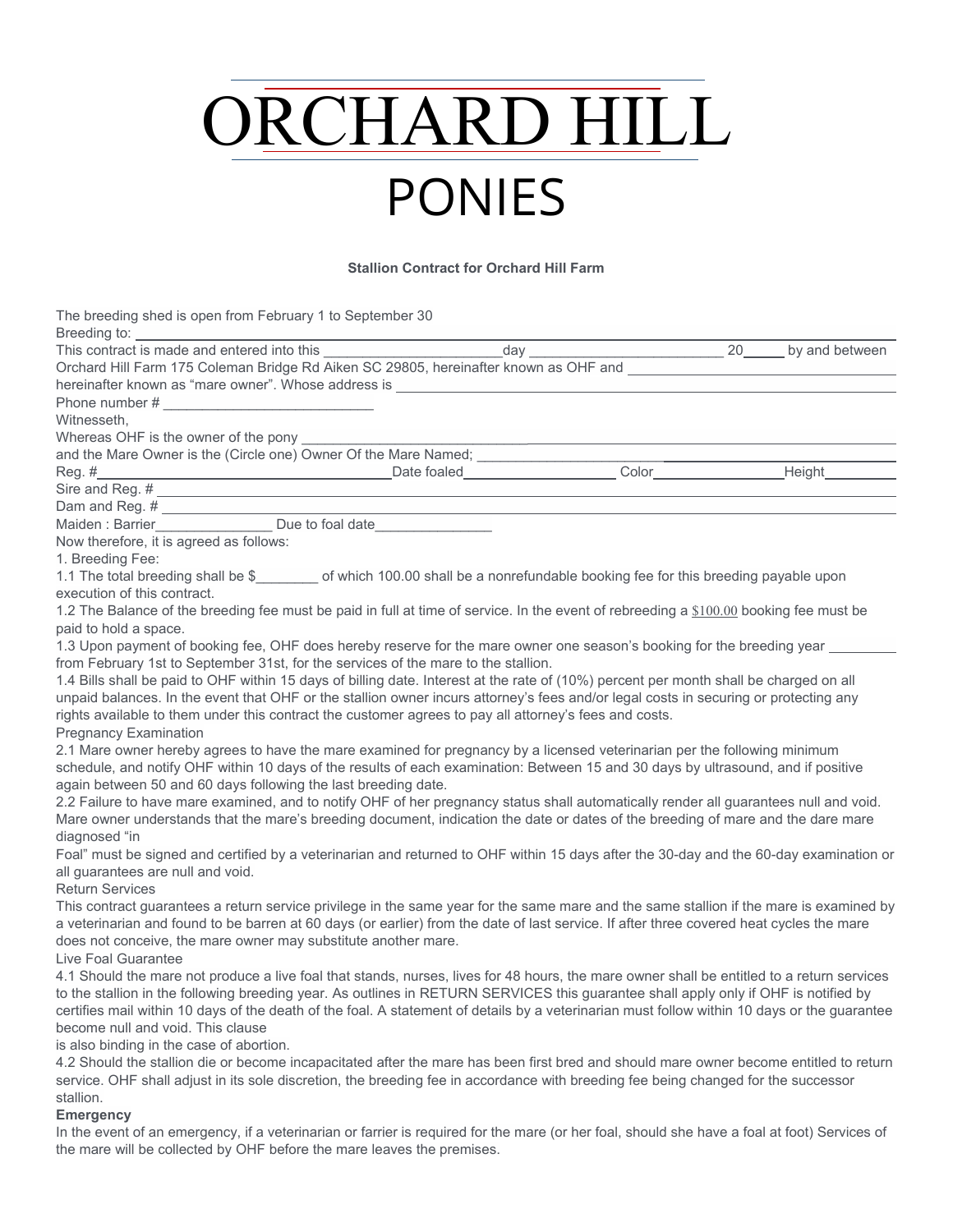# ORCHARD HILL

# PONIES

**Stallion Contract for Orchard Hill Farm**

The breeding shed is open from February 1 to September 30

Breeding to: ______________________________________________

This contract is made and entered into this ______________________day _______________________ 20_____ by and between Orchard Hill Farm 175 Coleman Bridge Rd Aiken SC 29805, hereinafter known as OHF and ______________________________ hereinafter known as "mare owner". Whose address is ______________________________________________

Phone number # ___________________________

Witnesseth,

Whereas OHF is the owner of the pony ______________________________________________

and the Mare Owner is the (Circle one) Owner Of the Mare Named; ______________________________

Reg. #__________________________________Date foaled__________________ Color________________Height_________

Sire and Reg. # ______________________________________________

Dam and Reg. # ______________________________________________

Maiden : Barrier_______________ Due to foal date_______________

Now therefore, it is agreed as follows:

1. Breeding Fee:

1.1 The total breeding shall be $________ of which 100.00 shall be a nonrefundable booking fee for this breeding payable upon execution of this contract.

1.2 The Balance of the breeding fee must be paid in full at time of service. In the event of rebreeding a $100.00 booking fee must be paid to hold a space.

1.3 Upon payment of booking fee, OHF does hereby reserve for the mare owner one season's booking for the breeding year ________ from February 1st to September 31st, for the services of the mare to the stallion.

1.4 Bills shall be paid to OHF within 15 days of billing date. Interest at the rate of (10%) percent per month shall be charged on all unpaid balances. In the event that OHF or the stallion owner incurs attorney's fees and/or legal costs in securing or protecting any rights available to them under this contract the customer agrees to pay all attorney's fees and costs.

Pregnancy Examination

2.1 Mare owner hereby agrees to have the mare examined for pregnancy by a licensed veterinarian per the following minimum schedule, and notify OHF within 10 days of the results of each examination: Between 15 and 30 days by ultrasound, and if positive again between 50 and 60 days following the last breeding date.

2.2 Failure to have mare examined, and to notify OHF of her pregnancy status shall automatically render all guarantees null and void. Mare owner understands that the mare's breeding document, indication the date or dates of the breeding of mare and the dare mare diagnosed "in Foal" must be signed and certified by a veterinarian and returned to OHF within 15 days after the 30-day and the 60-day examination or all guarantees are null and void.

Return Services

This contract guarantees a return service privilege in the same year for the same mare and the same stallion if the mare is examined by a veterinarian and found to be barren at 60 days (or earlier) from the date of last service. If after three covered heat cycles the mare does not conceive, the mare owner may substitute another mare.

Live Foal Guarantee

4.1 Should the mare not produce a live foal that stands, nurses, lives for 48 hours, the mare owner shall be entitled to a return services to the stallion in the following breeding year. As outlines in RETURN SERVICES this guarantee shall apply only if OHF is notified by certifies mail within 10 days of the death of the foal. A statement of details by a veterinarian must follow within 10 days or the guarantee become null and void. This clause is also binding in the case of abortion.

4.2 Should the stallion die or become incapacitated after the mare has been first bred and should mare owner become entitled to return service. OHF shall adjust in its sole discretion, the breeding fee in accordance with breeding fee being changed for the successor stallion.

**Emergency**

In the event of an emergency, if a veterinarian or farrier is required for the mare (or her foal, should she have a foal at foot) Services of the mare will be collected by OHF before the mare leaves the premises.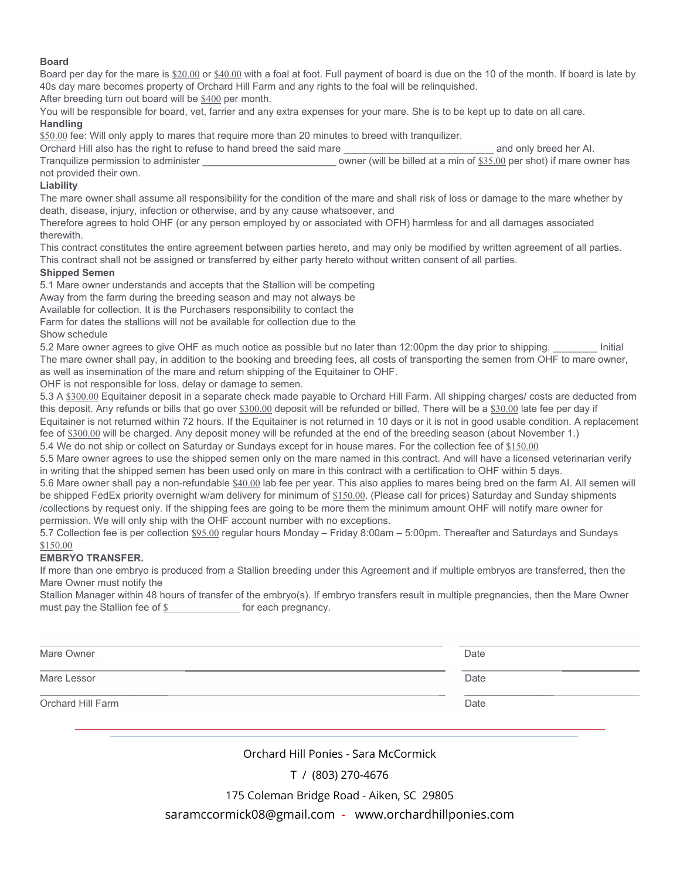**Board**

Board per day for the mare is $20.00 or $40.00 with a foal at foot. Full payment of board is due on the 10 of the month. If board is late by 40s day mare becomes property of Orchard Hill Farm and any rights to the foal will be relinquished.

After breeding turn out board will be $400 per month.

You will be responsible for board, vet, farrier and any extra expenses for your mare. She is to be kept up to date on all care.

**Handling**

$50.00 fee: Will only apply to mares that require more than 20 minutes to breed with tranquilizer.

Orchard Hill also has the right to refuse to hand breed the said mare ____________________________ and only breed her AI.

Tranquilize permission to administer ________________________ owner (will be billed at a min of $35.00 per shot) if mare owner has not provided their own.

**Liability**

The mare owner shall assume all responsibility for the condition of the mare and shall risk of loss or damage to the mare whether by death, disease, injury, infection or otherwise, and by any cause whatsoever, and

Therefore agrees to hold OHF (or any person employed by or associated with OFH) harmless for and all damages associated therewith.

This contract constitutes the entire agreement between parties hereto, and may only be modified by written agreement of all parties.

This contract shall not be assigned or transferred by either party hereto without written consent of all parties.

**Shipped Semen**

5.1 Mare owner understands and accepts that the Stallion will be competing
Away from the farm during the breeding season and may not always be
Available for collection. It is the Purchasers responsibility to contact the
Farm for dates the stallions will not be available for collection due to the
Show schedule

5.2 Mare owner agrees to give OHF as much notice as possible but no later than 12:00pm the day prior to shipping. ________ Initial

The mare owner shall pay, in addition to the booking and breeding fees, all costs of transporting the semen from OHF to mare owner, as well as insemination of the mare and return shipping of the Equitainer to OHF.

OHF is not responsible for loss, delay or damage to semen.

5.3 A $300.00 Equitainer deposit in a separate check made payable to Orchard Hill Farm. All shipping charges/ costs are deducted from this deposit. Any refunds or bills that go over $300.00 deposit will be refunded or billed. There will be a $30.00 late fee per day if Equitainer is not returned within 72 hours. If the Equitainer is not returned in 10 days or it is not in good usable condition. A replacement fee of $300.00 will be charged. Any deposit money will be refunded at the end of the breeding season (about November 1.)

5.4 We do not ship or collect on Saturday or Sundays except for in house mares. For the collection fee of $150.00

5.5 Mare owner agrees to use the shipped semen only on the mare named in this contract. And will have a licensed veterinarian verify in writing that the shipped semen has been used only on mare in this contract with a certification to OHF within 5 days.

5.6 Mare owner shall pay a non-refundable $40.00 lab fee per year. This also applies to mares being bred on the farm AI. All semen will be shipped FedEx priority overnight w/am delivery for minimum of $150.00. (Please call for prices) Saturday and Sunday shipments /collections by request only. If the shipping fees are going to be more them the minimum amount OHF will notify mare owner for permission. We will only ship with the OHF account number with no exceptions.

5.7 Collection fee is per collection $95.00 regular hours Monday – Friday 8:00am – 5:00pm. Thereafter and Saturdays and Sundays $150.00

**EMBRYO TRANSFER.**

If more than one embryo is produced from a Stallion breeding under this Agreement and if multiple embryos are transferred, then the Mare Owner must notify the

Stallion Manager within 48 hours of transfer of the embryo(s). If embryo transfers result in multiple pregnancies, then the Mare Owner must pay the Stallion fee of $_____________ for each pregnancy.

______________________________________ ____________________

Mare Owner Date

______________________________________ ____________________

Mare Lessor Date

______________________________________ ____________________

Orchard Hill Farm Date

Orchard Hill Ponies - Sara McCormick

T / (803) 270-4676

175 Coleman Bridge Road - Aiken, SC 29805

saramccormick08@gmail.com - www.orchardhillponies.com